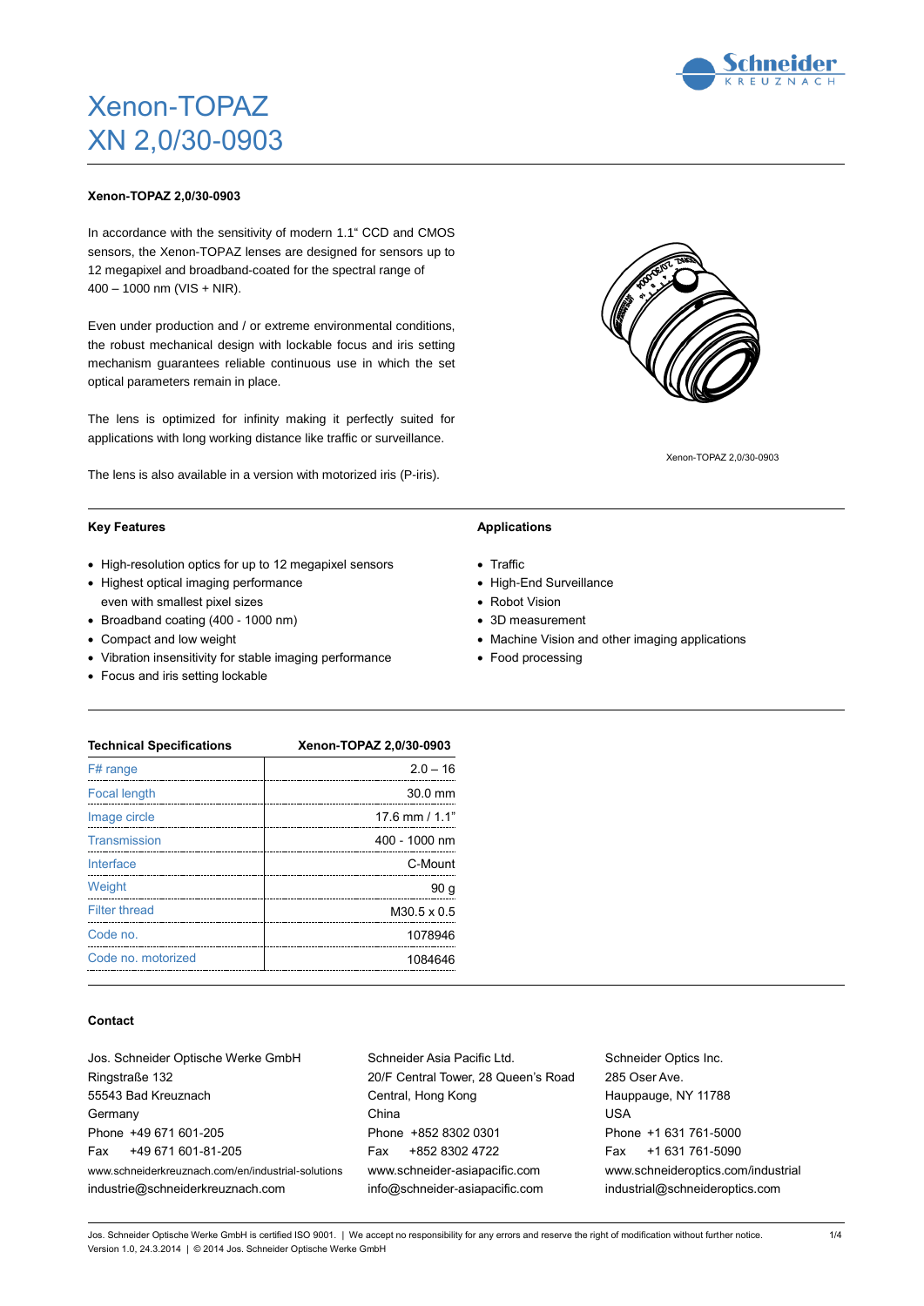# Xenon-TOPAZ
# XN 2,0/30-0903

**Xenon-TOPAZ 2,0/30-0903**

In accordance with the sensitivity of modern 1.1“ CCD and CMOS sensors, the Xenon-TOPAZ lenses are designed for sensors up to 12 megapixel and broadband-coated for the spectral range of 400 – 1000 nm (VIS + NIR).

Even under production and / or extreme environmental conditions, the robust mechanical design with lockable focus and iris setting mechanism guarantees reliable continuous use in which the set optical parameters remain in place.

The lens is optimized for infinity making it perfectly suited for applications with long working distance like traffic or surveillance.

The lens is also available in a version with motorized iris (P-iris).

Xenon-TOPAZ 2,0/30-0903

### Key Features

- High-resolution optics for up to 12 megapixel sensors
- Highest optical imaging performance even with smallest pixel sizes
- Broadband coating (400 - 1000 nm)
- Compact and low weight
- Vibration insensitivity for stable imaging performance
- Focus and iris setting lockable

### Applications

- Traffic
- High-End Surveillance
- Robot Vision
- 3D measurement
- Machine Vision and other imaging applications
- Food processing

| Technical Specifications | Xenon-TOPAZ 2,0/30-0903 |
|---|---|
| F# range | 2.0 – 16 |
| Focal length | 30.0 mm |
| Image circle | 17.6 mm / 1.1" |
| Transmission | 400 - 1000 nm |
| Interface | C-Mount |
| Weight | 90 g |
| Filter thread | M30.5 x 0.5 |
| Code no. | 1078946 |
| Code no. motorized | 1084646 |

### Contact

Jos. Schneider Optische Werke GmbH
Ringstraße 132
55543 Bad Kreuznach
Germany
Phone +49 671 601-205
Fax +49 671 601-81-205
www.schneiderkreuznach.com/en/industrial-solutions
industrie@schneiderkreuznach.com

Schneider Asia Pacific Ltd.
20/F Central Tower, 28 Queen's Road
Central, Hong Kong
China
Phone +852 8302 0301
Fax +852 8302 4722
www.schneider-asiapacific.com
info@schneider-asiapacific.com

Schneider Optics Inc.
285 Oser Ave.
Hauppauge, NY 11788
USA
Phone +1 631 761-5000
Fax +1 631 761-5090
www.schneideroptics.com/industrial
industrial@schneideroptics.com

Jos. Schneider Optische Werke GmbH is certified ISO 9001. | We accept no responsibility for any errors and reserve the right of modification without further notice.
Version 1.0, 24.3.2014 | © 2014 Jos. Schneider Optische Werke GmbH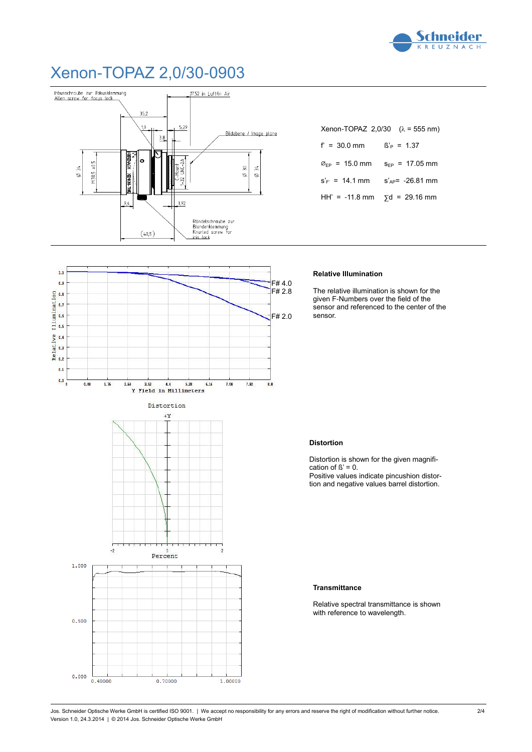# Xenon-TOPAZ 2,0/30-0903

Xenon-TOPAZ 2,0/30 ($\lambda$ = 555 nm)

| | |
|---|---|
| f' = 30.0 mm | $ß'_P$ = 1.37 |
| $Ø_{EP}$ = 15.0 mm | $s_{EP}$ = 17.05 mm |
| $s'_{F'}$ = 14.1 mm | $s'_{AP}$= -26.81 mm |
| HH' = -11.8 mm | $\sum d$ = 29.16 mm |

### Relative Illumination

The relative illumination is shown for the given F-Numbers over the field of the sensor and referenced to the center of the sensor.

### Distortion

Distortion is shown for the given magnification of ß' = 0.
Positive values indicate pincushion distortion and negative values barrel distortion.

### Transmittance

Relative spectral transmittance is shown with reference to wavelength.

Jos. Schneider Optische Werke GmbH is certified ISO 9001. | We accept no responsibility for any errors and reserve the right of modification without further notice.
Version 1.0, 24.3.2014 | © 2014 Jos. Schneider Optische Werke GmbH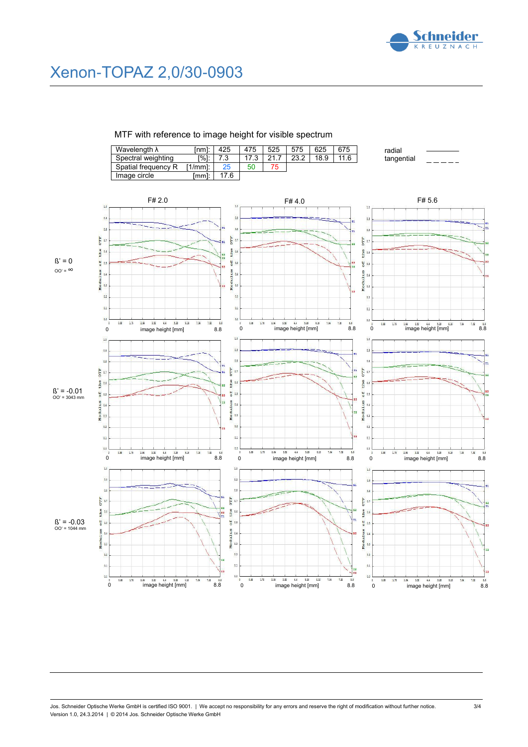# Xenon-TOPAZ 2,0/30-0903

MTF with reference to image height for visible spectrum

| Wavelength λ [nm]: | 425 | 475 | 525 | 575 | 625 | 675 |
|---|---|---|---|---|---|---|
| Spectral weighting [%]: | 7.3 | 17.3 | 21.7 | 23.2 | 18.9 | 11.6 |
| Spatial frequency R [1/mm]: | 25 | 50 | 75 | | | |
| Image circle [mm]: | 17.6 | | | | | |

radial ———
tangential – – – – –

F# 2.0 | F# 4.0 | F# 5.6

ß' = 0
OO' = ∞

ß' = -0.01
OO' = 3043 mm

ß' = -0.03
OO' = 1044 mm

Modulus of the OTF

image height [mm] 0 – 8.8

Jos. Schneider Optische Werke GmbH is certified ISO 9001. | We accept no responsibility for any errors and reserve the right of modification without further notice.
Version 1.0, 24.3.2014 | © 2014 Jos. Schneider Optische Werke GmbH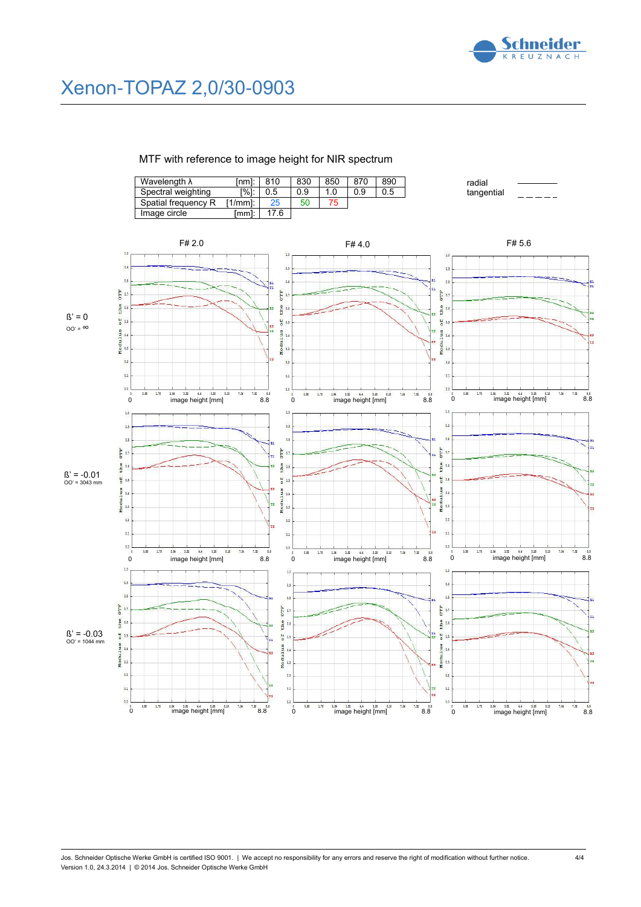# Xenon-TOPAZ 2,0/30-0903

MTF with reference to image height for NIR spectrum

| | | | | | | |
|---|---|---|---|---|---|---|
| Wavelength λ | [nm]: | 810 | 830 | 850 | 870 | 890 |
| Spectral weighting | [%]: | 0.5 | 0.9 | 1.0 | 0.9 | 0.5 |
| Spatial frequency R | [1/mm]: | 25 | 50 | 75 | | |
| Image circle | [mm]: | 17.6 | | | | |

radial
tangential

F# 2.0
F# 4.0
F# 5.6

ß' = 0
OO' = ∞

ß' = -0.01
OO' = 3043 mm

ß' = -0.03
OO' = 1044 mm

Modulus of the OTF

image height [mm]

0
8.8

Jos. Schneider Optische Werke GmbH is certified ISO 9001. | We accept no responsibility for any errors and reserve the right of modification without further notice.
Version 1.0, 24.3.2014 | © 2014 Jos. Schneider Optische Werke GmbH